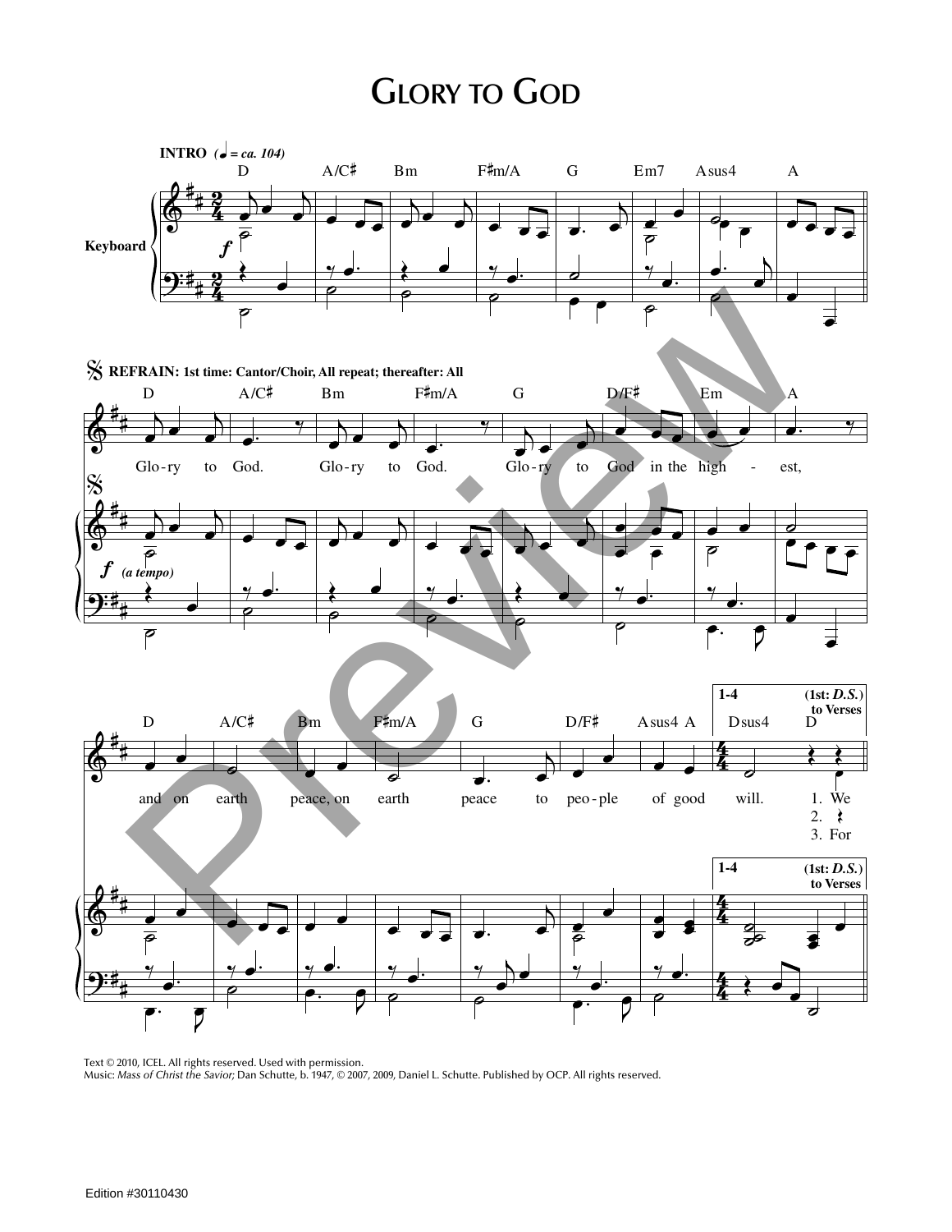# Glory to God

**INTRO** (♩ = ca. 104)

D A/C♯ Bm F♯m/A G Em7 Asus4 A

**Keyboard**

**REFRAIN: 1st time: Cantor/Choir, All repeat; thereafter: All**

D A/C♯ Bm F♯m/A G D/F♯ Em A

Glo-ry to God. Glo-ry to God. Glo-ry to God in the high - est,

*f (a tempo)*

D A/C♯ Bm F♯m/A G D/F♯ Asus4 A Dsus4 D

and on earth peace, on earth peace to peo-ple of good will.

1-4 (1st: *D.S.*) to Verses

1. We
2.
3. For

Text © 2010, ICEL. All rights reserved. Used with permission.
Music: *Mass of Christ the Savior;* Dan Schutte, b. 1947, © 2007, 2009, Daniel L. Schutte. Published by OCP. All rights reserved.

Edition #30110430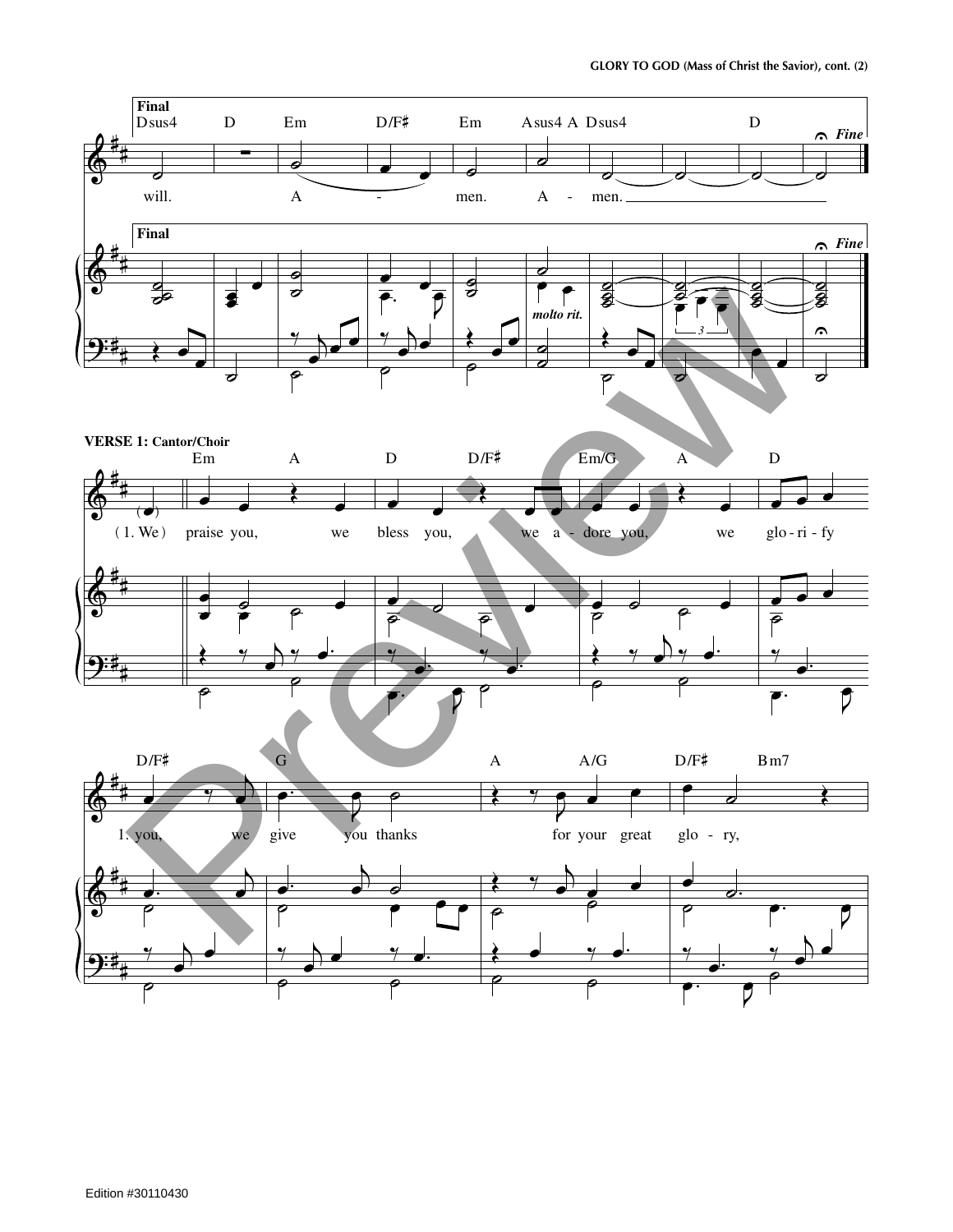**Final**

Dsus4 D Em D/F♯ Em Asus4 A Dsus4 D

will. A - men. A - men.

*Fine*

*molto rit.*

**VERSE 1: Cantor/Choir**

Em A D D/F♯ Em/G A D

(1. We) praise you, we bless you, we a - dore you, we glo - ri - fy

D/F♯ G A A/G D/F♯ Bm7

1. you, we give you thanks for your great glo - ry,

Edition #30110430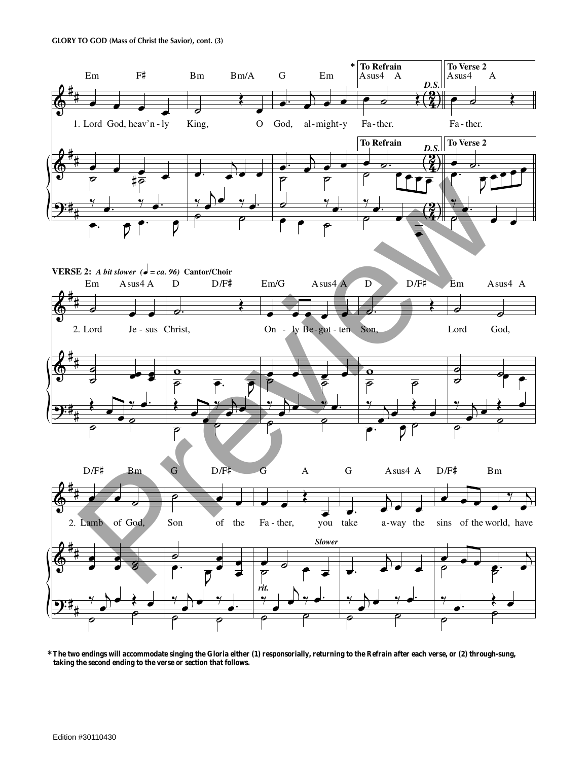**VERSE 2:** *A bit slower* (♩ = ca. 96) **Cantor/Choir**

1. Lord God, heav'n-ly King, O God, al-might-y Fa-ther. Fa-ther.

2. Lord Je-sus Christ, On-ly Be-got-ten Son, Lord God,

2. Lamb of God, Son of the Fa-ther, you take a-way the sins of the world, have

**\*The two endings will accommodate singing the Gloria either (1) responsorially, returning to the Refrain after each verse, or (2) through-sung, taking the second ending to the verse or section that follows.**

Edition #30110430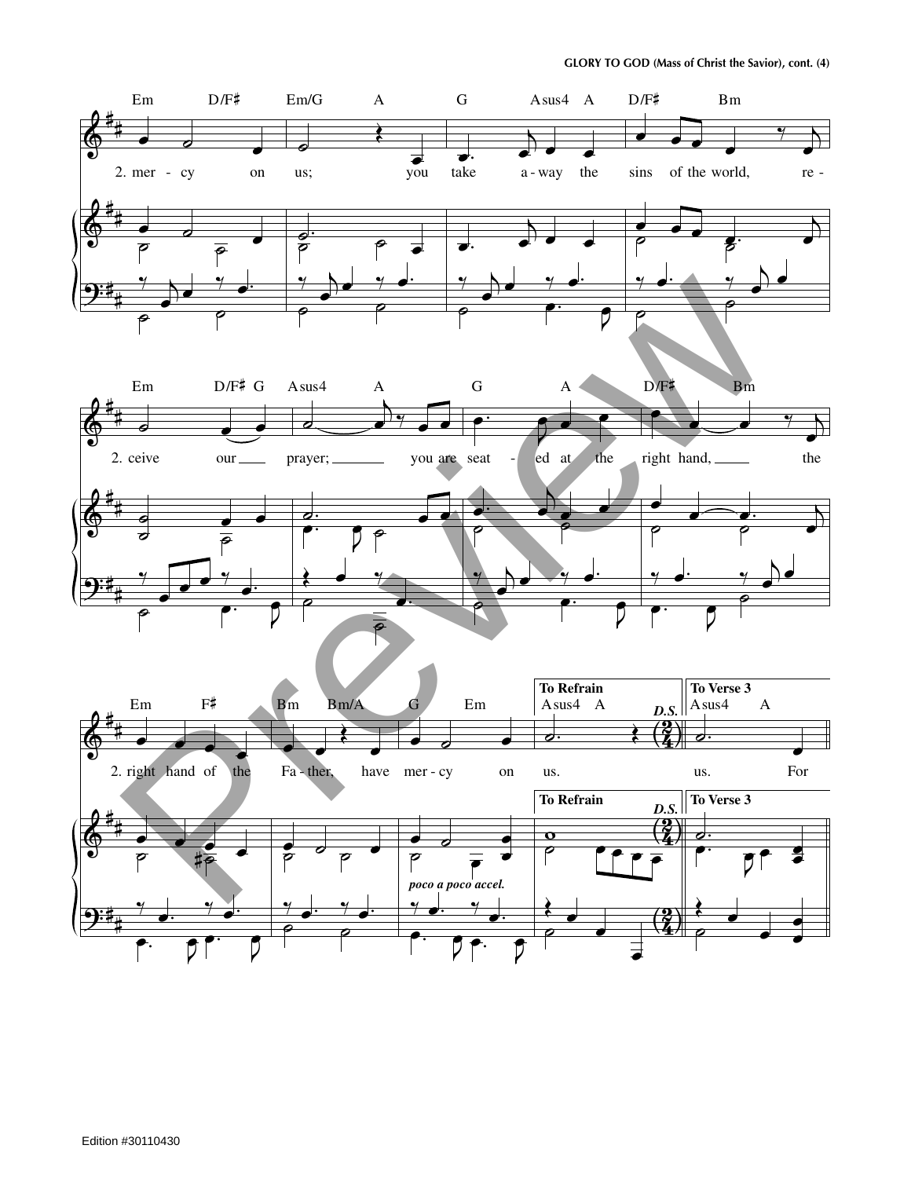2. mercy on us; you take away the sins of the world, receive our prayer; you are seated at the right hand, the right hand of the Father, have mercy on us.

**To Refrain** *D.S.*

**To Verse 3** us. For

*poco a poco accel.*

Edition #30110430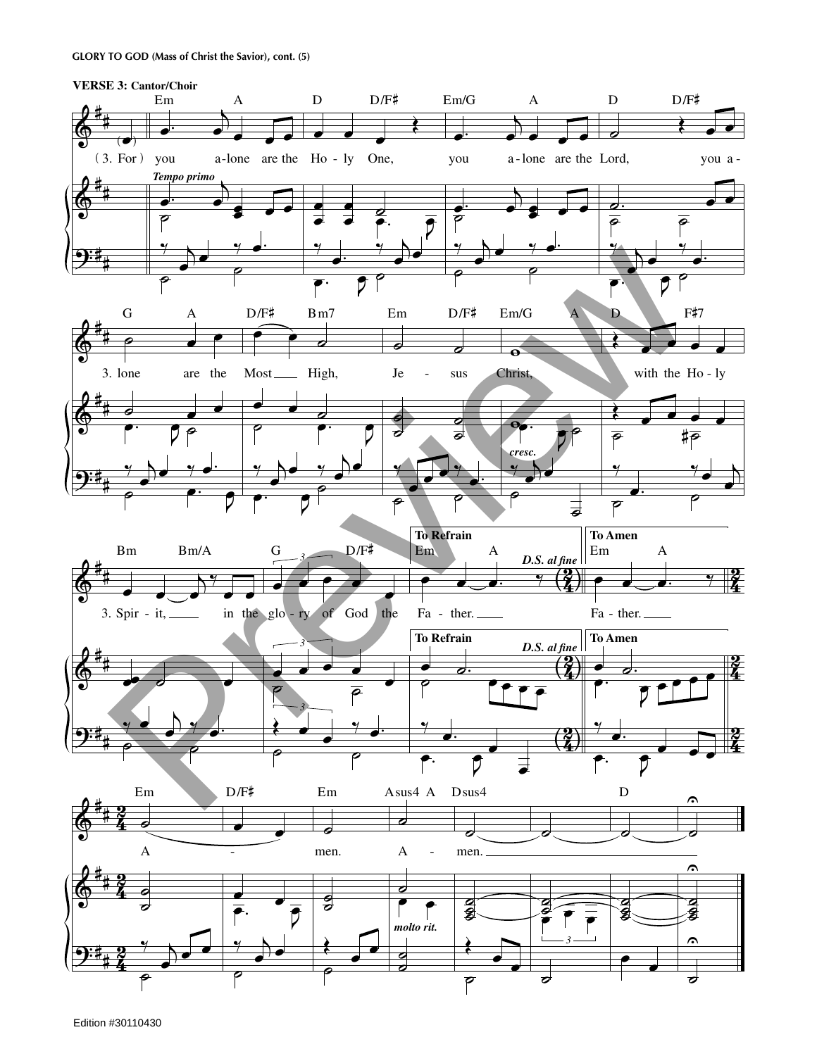**VERSE 3: Cantor/Choir**

Em A D D/F♯ Em/G A D D/F♯

(3. For) you a-lone are the Ho - ly One, you a - lone are the Lord, you a -

*Tempo primo*

G A D/F♯ Bm7 Em D/F♯ Em/G A D F♯7

3. lone are the Most High, Je - sus Christ, with the Ho - ly

*cresc.*

Bm Bm/A G D/F♯ **To Refrain** Em A *D.S. al fine* **To Amen** Em A

3. Spir - it, in the glo - ry of God the Fa - ther. Fa - ther.

Em D/F♯ Em Asus4 A Dsus4 D

A - men. A - men.

*molto rit.*

Edition #30110430